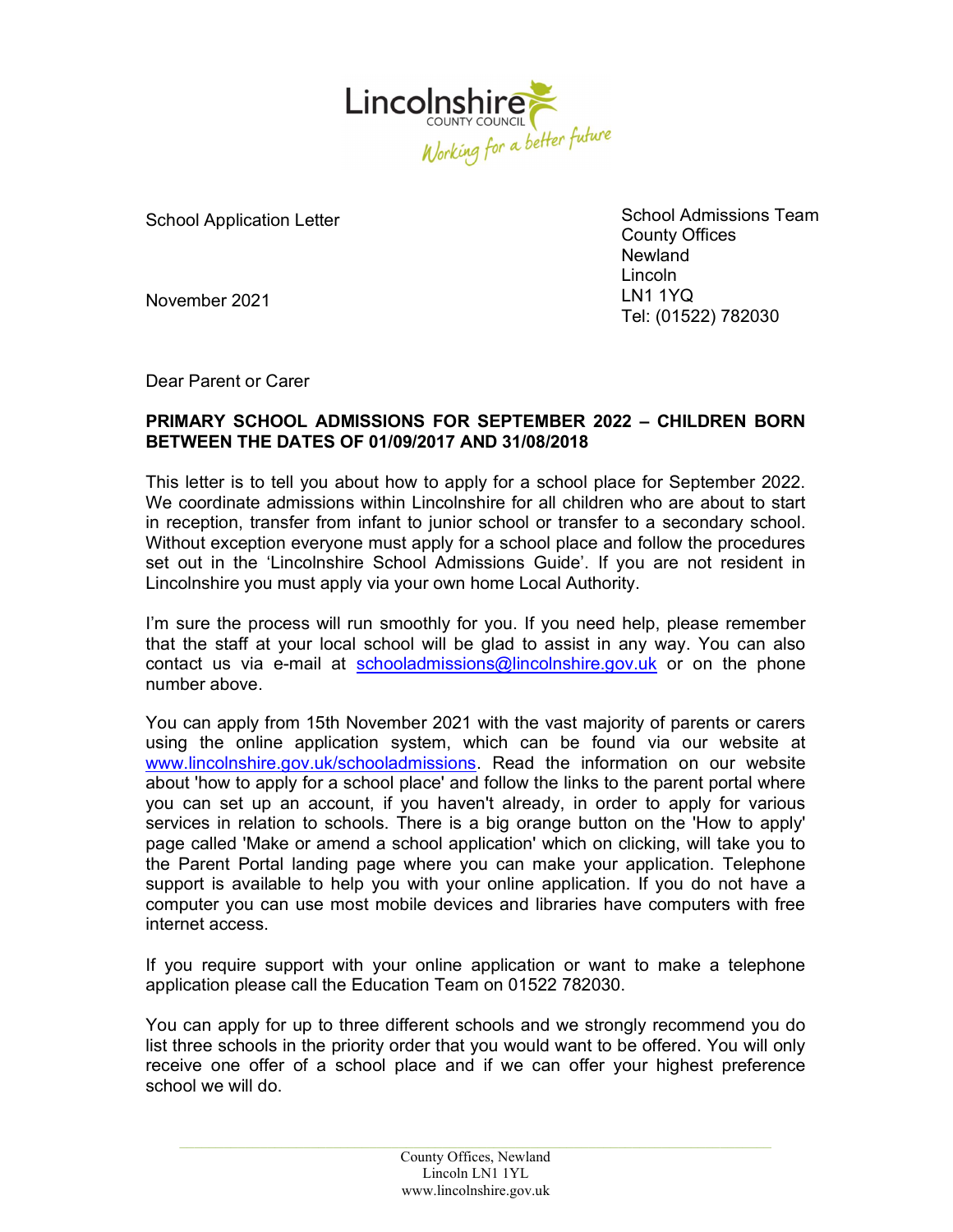Lincolnshire
COUNTY COUNCIL
Working for a better future

School Application Letter

November 2021

School Admissions Team
County Offices
Newland
Lincoln
LN1 1YQ
Tel: (01522) 782030

Dear Parent or Carer

**PRIMARY SCHOOL ADMISSIONS FOR SEPTEMBER 2022 – CHILDREN BORN BETWEEN THE DATES OF 01/09/2017 AND 31/08/2018**

This letter is to tell you about how to apply for a school place for September 2022. We coordinate admissions within Lincolnshire for all children who are about to start in reception, transfer from infant to junior school or transfer to a secondary school. Without exception everyone must apply for a school place and follow the procedures set out in the 'Lincolnshire School Admissions Guide'. If you are not resident in Lincolnshire you must apply via your own home Local Authority.

I'm sure the process will run smoothly for you. If you need help, please remember that the staff at your local school will be glad to assist in any way. You can also contact us via e-mail at schooladmissions@lincolnshire.gov.uk or on the phone number above.

You can apply from 15th November 2021 with the vast majority of parents or carers using the online application system, which can be found via our website at www.lincolnshire.gov.uk/schooladmissions. Read the information on our website about 'how to apply for a school place' and follow the links to the parent portal where you can set up an account, if you haven't already, in order to apply for various services in relation to schools. There is a big orange button on the 'How to apply' page called 'Make or amend a school application' which on clicking, will take you to the Parent Portal landing page where you can make your application. Telephone support is available to help you with your online application. If you do not have a computer you can use most mobile devices and libraries have computers with free internet access.

If you require support with your online application or want to make a telephone application please call the Education Team on 01522 782030.

You can apply for up to three different schools and we strongly recommend you do list three schools in the priority order that you would want to be offered. You will only receive one offer of a school place and if we can offer your highest preference school we will do.

County Offices, Newland
Lincoln LN1 1YL
www.lincolnshire.gov.uk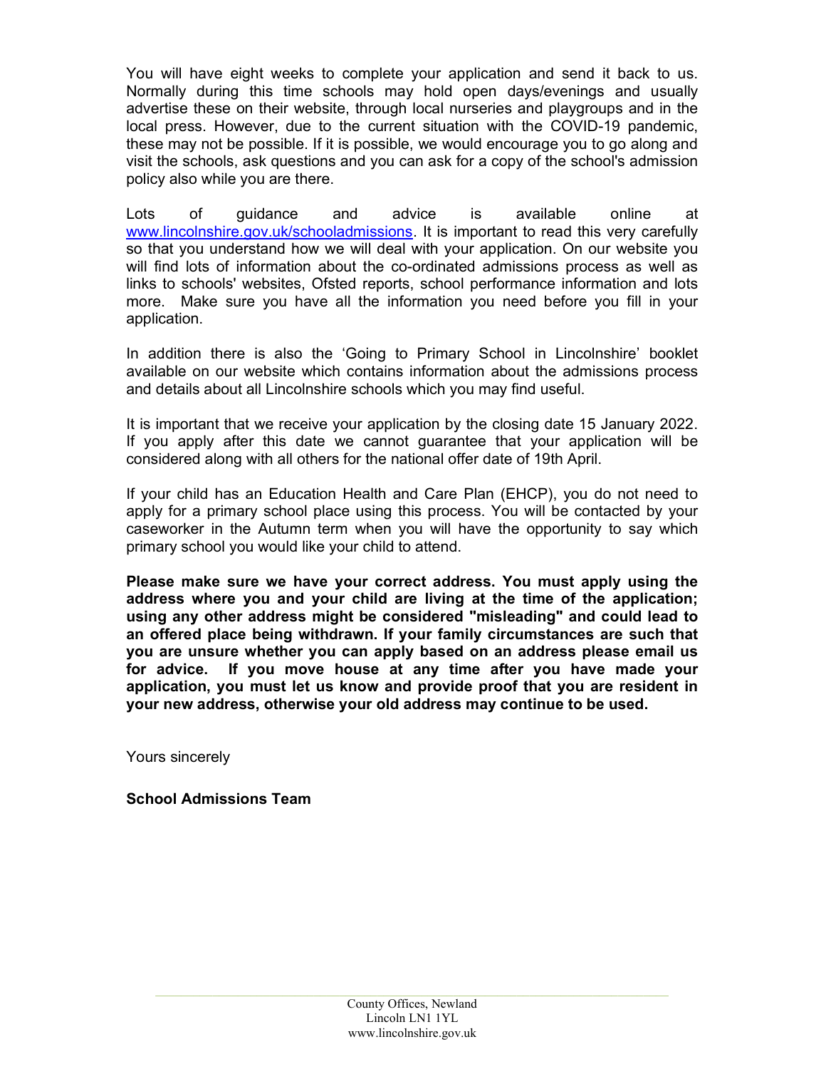You will have eight weeks to complete your application and send it back to us. Normally during this time schools may hold open days/evenings and usually advertise these on their website, through local nurseries and playgroups and in the local press. However, due to the current situation with the COVID-19 pandemic, these may not be possible. If it is possible, we would encourage you to go along and visit the schools, ask questions and you can ask for a copy of the school's admission policy also while you are there.

Lots of guidance and advice is available online at [www.lincolnshire.gov.uk/schooladmissions](www.lincolnshire.gov.uk/schooladmissions). It is important to read this very carefully so that you understand how we will deal with your application. On our website you will find lots of information about the co-ordinated admissions process as well as links to schools' websites, Ofsted reports, school performance information and lots more. Make sure you have all the information you need before you fill in your application.

In addition there is also the 'Going to Primary School in Lincolnshire' booklet available on our website which contains information about the admissions process and details about all Lincolnshire schools which you may find useful.

It is important that we receive your application by the closing date 15 January 2022. If you apply after this date we cannot guarantee that your application will be considered along with all others for the national offer date of 19th April.

If your child has an Education Health and Care Plan (EHCP), you do not need to apply for a primary school place using this process. You will be contacted by your caseworker in the Autumn term when you will have the opportunity to say which primary school you would like your child to attend.

**Please make sure we have your correct address. You must apply using the address where you and your child are living at the time of the application; using any other address might be considered "misleading" and could lead to an offered place being withdrawn. If your family circumstances are such that you are unsure whether you can apply based on an address please email us for advice. If you move house at any time after you have made your application, you must let us know and provide proof that you are resident in your new address, otherwise your old address may continue to be used.**

Yours sincerely

**School Admissions Team**

County Offices, Newland
Lincoln LN1 1YL
www.lincolnshire.gov.uk